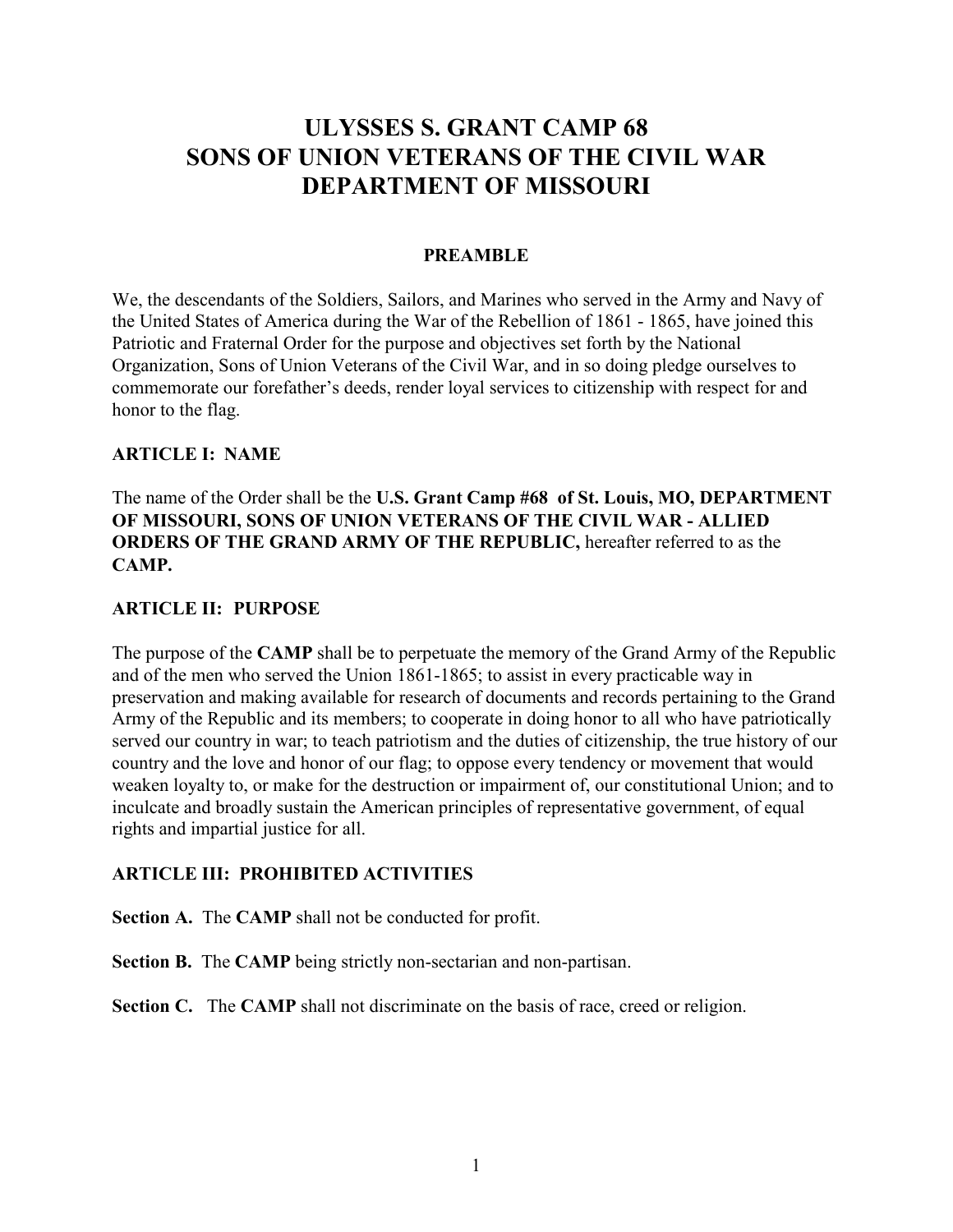# ULYSSES S. GRANT CAMP 68
# SONS OF UNION VETERANS OF THE CIVIL WAR
# DEPARTMENT OF MISSOURI

## PREAMBLE

We, the descendants of the Soldiers, Sailors, and Marines who served in the Army and Navy of the United States of America during the War of the Rebellion of 1861 - 1865, have joined this Patriotic and Fraternal Order for the purpose and objectives set forth by the National Organization, Sons of Union Veterans of the Civil War, and in so doing pledge ourselves to commemorate our forefather's deeds, render loyal services to citizenship with respect for and honor to the flag.

## ARTICLE I: NAME

The name of the Order shall be the **U.S. Grant Camp #68 of St. Louis, MO, DEPARTMENT OF MISSOURI, SONS OF UNION VETERANS OF THE CIVIL WAR - ALLIED ORDERS OF THE GRAND ARMY OF THE REPUBLIC,** hereafter referred to as the **CAMP.**

## ARTICLE II: PURPOSE

The purpose of the **CAMP** shall be to perpetuate the memory of the Grand Army of the Republic and of the men who served the Union 1861-1865; to assist in every practicable way in preservation and making available for research of documents and records pertaining to the Grand Army of the Republic and its members; to cooperate in doing honor to all who have patriotically served our country in war; to teach patriotism and the duties of citizenship, the true history of our country and the love and honor of our flag; to oppose every tendency or movement that would weaken loyalty to, or make for the destruction or impairment of, our constitutional Union; and to inculcate and broadly sustain the American principles of representative government, of equal rights and impartial justice for all.

## ARTICLE III: PROHIBITED ACTIVITIES

**Section A.** The **CAMP** shall not be conducted for profit.

**Section B.** The **CAMP** being strictly non-sectarian and non-partisan.

**Section C.** The **CAMP** shall not discriminate on the basis of race, creed or religion.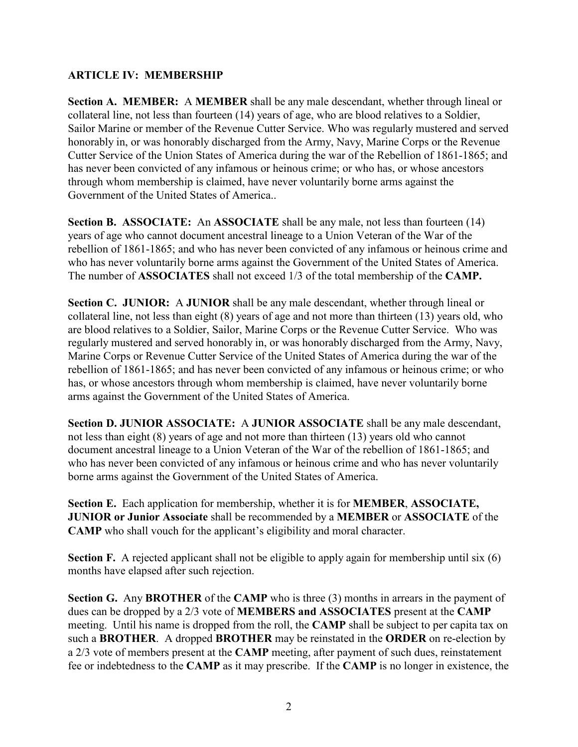### ARTICLE IV: MEMBERSHIP

**Section A. MEMBER:** A **MEMBER** shall be any male descendant, whether through lineal or collateral line, not less than fourteen (14) years of age, who are blood relatives to a Soldier, Sailor Marine or member of the Revenue Cutter Service. Who was regularly mustered and served honorably in, or was honorably discharged from the Army, Navy, Marine Corps or the Revenue Cutter Service of the Union States of America during the war of the Rebellion of 1861-1865; and has never been convicted of any infamous or heinous crime; or who has, or whose ancestors through whom membership is claimed, have never voluntarily borne arms against the Government of the United States of America..

**Section B. ASSOCIATE:** An **ASSOCIATE** shall be any male, not less than fourteen (14) years of age who cannot document ancestral lineage to a Union Veteran of the War of the rebellion of 1861-1865; and who has never been convicted of any infamous or heinous crime and who has never voluntarily borne arms against the Government of the United States of America. The number of **ASSOCIATES** shall not exceed 1/3 of the total membership of the **CAMP.**

**Section C. JUNIOR:** A **JUNIOR** shall be any male descendant, whether through lineal or collateral line, not less than eight (8) years of age and not more than thirteen (13) years old, who are blood relatives to a Soldier, Sailor, Marine Corps or the Revenue Cutter Service. Who was regularly mustered and served honorably in, or was honorably discharged from the Army, Navy, Marine Corps or Revenue Cutter Service of the United States of America during the war of the rebellion of 1861-1865; and has never been convicted of any infamous or heinous crime; or who has, or whose ancestors through whom membership is claimed, have never voluntarily borne arms against the Government of the United States of America.

**Section D. JUNIOR ASSOCIATE:** A **JUNIOR ASSOCIATE** shall be any male descendant, not less than eight (8) years of age and not more than thirteen (13) years old who cannot document ancestral lineage to a Union Veteran of the War of the rebellion of 1861-1865; and who has never been convicted of any infamous or heinous crime and who has never voluntarily borne arms against the Government of the United States of America.

**Section E.** Each application for membership, whether it is for **MEMBER**, **ASSOCIATE, JUNIOR or Junior Associate** shall be recommended by a **MEMBER** or **ASSOCIATE** of the **CAMP** who shall vouch for the applicant's eligibility and moral character.

**Section F.** A rejected applicant shall not be eligible to apply again for membership until six (6) months have elapsed after such rejection.

**Section G.** Any **BROTHER** of the **CAMP** who is three (3) months in arrears in the payment of dues can be dropped by a 2/3 vote of **MEMBERS and ASSOCIATES** present at the **CAMP** meeting. Until his name is dropped from the roll, the **CAMP** shall be subject to per capita tax on such a **BROTHER**. A dropped **BROTHER** may be reinstated in the **ORDER** on re-election by a 2/3 vote of members present at the **CAMP** meeting, after payment of such dues, reinstatement fee or indebtedness to the **CAMP** as it may prescribe. If the **CAMP** is no longer in existence, the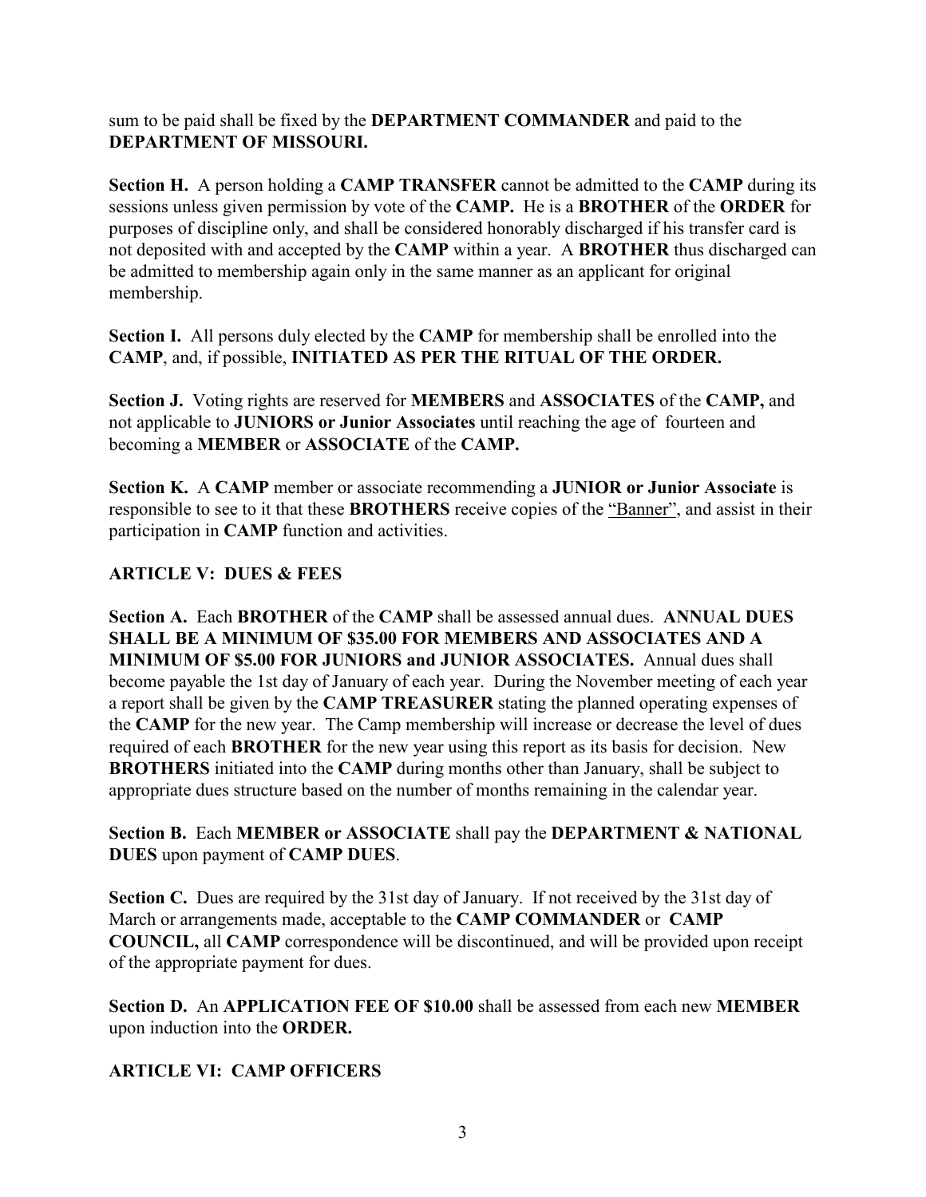sum to be paid shall be fixed by the **DEPARTMENT COMMANDER** and paid to the **DEPARTMENT OF MISSOURI.**

**Section H.** A person holding a **CAMP TRANSFER** cannot be admitted to the **CAMP** during its sessions unless given permission by vote of the **CAMP.** He is a **BROTHER** of the **ORDER** for purposes of discipline only, and shall be considered honorably discharged if his transfer card is not deposited with and accepted by the **CAMP** within a year. A **BROTHER** thus discharged can be admitted to membership again only in the same manner as an applicant for original membership.

**Section I.** All persons duly elected by the **CAMP** for membership shall be enrolled into the **CAMP**, and, if possible, **INITIATED AS PER THE RITUAL OF THE ORDER.**

**Section J.** Voting rights are reserved for **MEMBERS** and **ASSOCIATES** of the **CAMP,** and not applicable to **JUNIORS or Junior Associates** until reaching the age of fourteen and becoming a **MEMBER** or **ASSOCIATE** of the **CAMP.**

**Section K.** A **CAMP** member or associate recommending a **JUNIOR or Junior Associate** is responsible to see to it that these **BROTHERS** receive copies of the "Banner", and assist in their participation in **CAMP** function and activities.

## ARTICLE V: DUES & FEES

**Section A.** Each **BROTHER** of the **CAMP** shall be assessed annual dues. **ANNUAL DUES SHALL BE A MINIMUM OF $35.00 FOR MEMBERS AND ASSOCIATES AND A MINIMUM OF $5.00 FOR JUNIORS and JUNIOR ASSOCIATES.** Annual dues shall become payable the 1st day of January of each year. During the November meeting of each year a report shall be given by the **CAMP TREASURER** stating the planned operating expenses of the **CAMP** for the new year. The Camp membership will increase or decrease the level of dues required of each **BROTHER** for the new year using this report as its basis for decision. New **BROTHERS** initiated into the **CAMP** during months other than January, shall be subject to appropriate dues structure based on the number of months remaining in the calendar year.

**Section B.** Each **MEMBER or ASSOCIATE** shall pay the **DEPARTMENT & NATIONAL DUES** upon payment of **CAMP DUES**.

**Section C.** Dues are required by the 31st day of January. If not received by the 31st day of March or arrangements made, acceptable to the **CAMP COMMANDER** or **CAMP COUNCIL,** all **CAMP** correspondence will be discontinued, and will be provided upon receipt of the appropriate payment for dues.

**Section D.** An **APPLICATION FEE OF $10.00** shall be assessed from each new **MEMBER** upon induction into the **ORDER.**

## ARTICLE VI: CAMP OFFICERS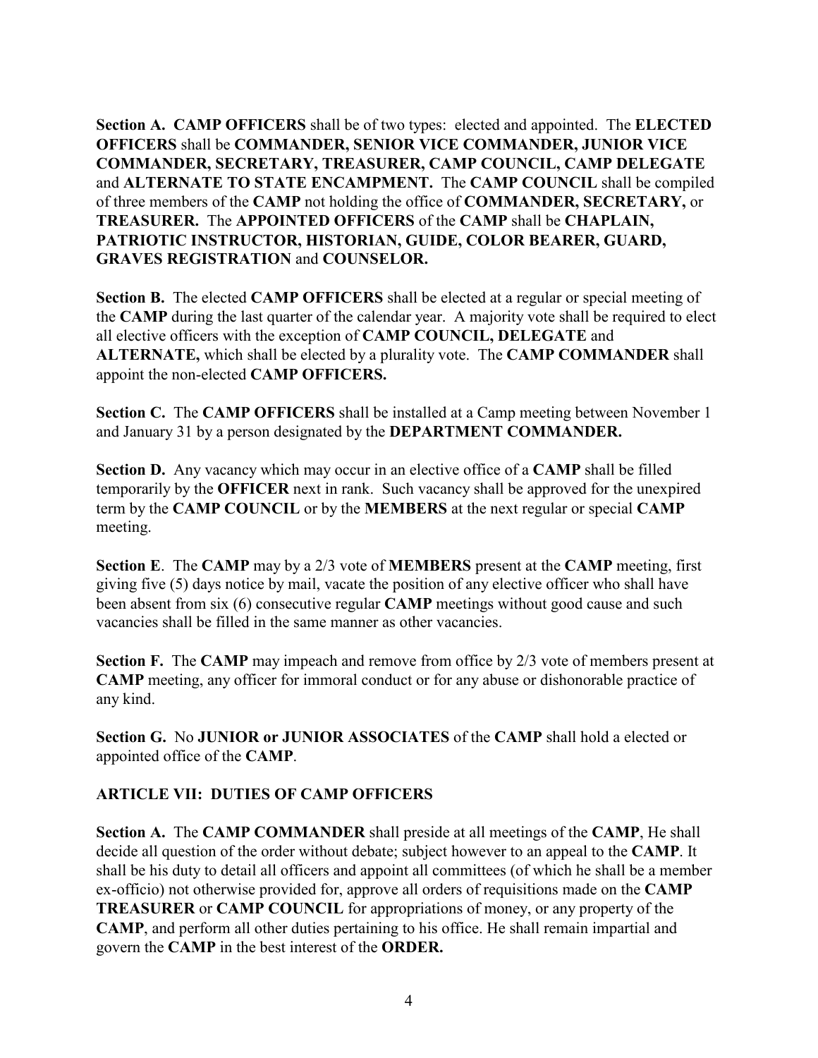**Section A. CAMP OFFICERS** shall be of two types: elected and appointed. The **ELECTED OFFICERS** shall be **COMMANDER, SENIOR VICE COMMANDER, JUNIOR VICE COMMANDER, SECRETARY, TREASURER, CAMP COUNCIL, CAMP DELEGATE** and **ALTERNATE TO STATE ENCAMPMENT.** The **CAMP COUNCIL** shall be compiled of three members of the **CAMP** not holding the office of **COMMANDER, SECRETARY,** or **TREASURER.** The **APPOINTED OFFICERS** of the **CAMP** shall be **CHAPLAIN, PATRIOTIC INSTRUCTOR, HISTORIAN, GUIDE, COLOR BEARER, GUARD, GRAVES REGISTRATION** and **COUNSELOR.**

**Section B.** The elected **CAMP OFFICERS** shall be elected at a regular or special meeting of the **CAMP** during the last quarter of the calendar year. A majority vote shall be required to elect all elective officers with the exception of **CAMP COUNCIL, DELEGATE** and **ALTERNATE,** which shall be elected by a plurality vote. The **CAMP COMMANDER** shall appoint the non-elected **CAMP OFFICERS.**

**Section C.** The **CAMP OFFICERS** shall be installed at a Camp meeting between November 1 and January 31 by a person designated by the **DEPARTMENT COMMANDER.**

**Section D.** Any vacancy which may occur in an elective office of a **CAMP** shall be filled temporarily by the **OFFICER** next in rank. Such vacancy shall be approved for the unexpired term by the **CAMP COUNCIL** or by the **MEMBERS** at the next regular or special **CAMP** meeting.

**Section E**. The **CAMP** may by a 2/3 vote of **MEMBERS** present at the **CAMP** meeting, first giving five (5) days notice by mail, vacate the position of any elective officer who shall have been absent from six (6) consecutive regular **CAMP** meetings without good cause and such vacancies shall be filled in the same manner as other vacancies.

**Section F.** The **CAMP** may impeach and remove from office by 2/3 vote of members present at **CAMP** meeting, any officer for immoral conduct or for any abuse or dishonorable practice of any kind.

**Section G.** No **JUNIOR or JUNIOR ASSOCIATES** of the **CAMP** shall hold a elected or appointed office of the **CAMP**.

## ARTICLE VII: DUTIES OF CAMP OFFICERS

**Section A.** The **CAMP COMMANDER** shall preside at all meetings of the **CAMP**, He shall decide all question of the order without debate; subject however to an appeal to the **CAMP**. It shall be his duty to detail all officers and appoint all committees (of which he shall be a member ex-officio) not otherwise provided for, approve all orders of requisitions made on the **CAMP TREASURER** or **CAMP COUNCIL** for appropriations of money, or any property of the **CAMP**, and perform all other duties pertaining to his office. He shall remain impartial and govern the **CAMP** in the best interest of the **ORDER.**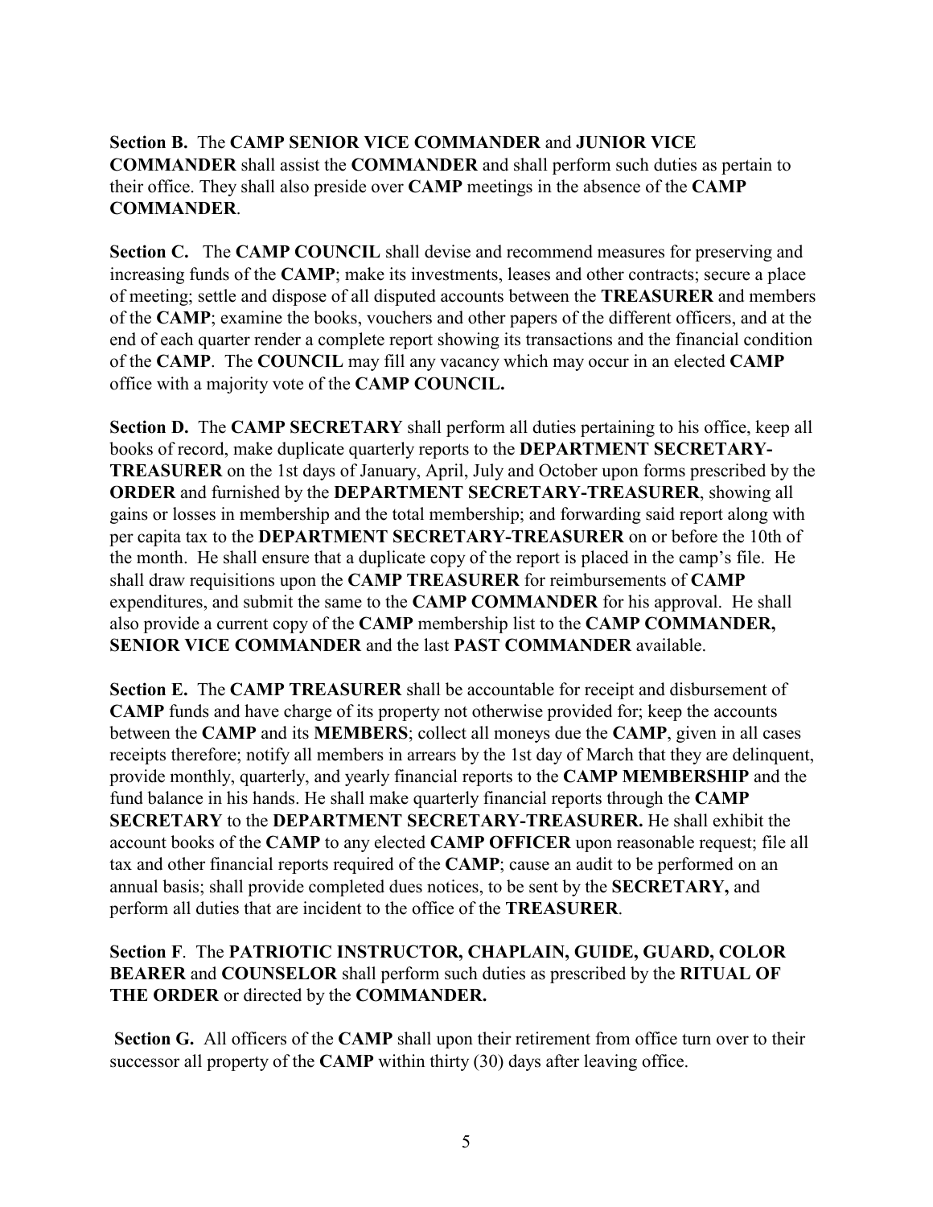**Section B.** The **CAMP SENIOR VICE COMMANDER** and **JUNIOR VICE COMMANDER** shall assist the **COMMANDER** and shall perform such duties as pertain to their office. They shall also preside over **CAMP** meetings in the absence of the **CAMP COMMANDER**.

**Section C.** The **CAMP COUNCIL** shall devise and recommend measures for preserving and increasing funds of the **CAMP**; make its investments, leases and other contracts; secure a place of meeting; settle and dispose of all disputed accounts between the **TREASURER** and members of the **CAMP**; examine the books, vouchers and other papers of the different officers, and at the end of each quarter render a complete report showing its transactions and the financial condition of the **CAMP**. The **COUNCIL** may fill any vacancy which may occur in an elected **CAMP** office with a majority vote of the **CAMP COUNCIL.**

**Section D.** The **CAMP SECRETARY** shall perform all duties pertaining to his office, keep all books of record, make duplicate quarterly reports to the **DEPARTMENT SECRETARY-TREASURER** on the 1st days of January, April, July and October upon forms prescribed by the **ORDER** and furnished by the **DEPARTMENT SECRETARY-TREASURER**, showing all gains or losses in membership and the total membership; and forwarding said report along with per capita tax to the **DEPARTMENT SECRETARY-TREASURER** on or before the 10th of the month. He shall ensure that a duplicate copy of the report is placed in the camp's file. He shall draw requisitions upon the **CAMP TREASURER** for reimbursements of **CAMP** expenditures, and submit the same to the **CAMP COMMANDER** for his approval. He shall also provide a current copy of the **CAMP** membership list to the **CAMP COMMANDER, SENIOR VICE COMMANDER** and the last **PAST COMMANDER** available.

**Section E.** The **CAMP TREASURER** shall be accountable for receipt and disbursement of **CAMP** funds and have charge of its property not otherwise provided for; keep the accounts between the **CAMP** and its **MEMBERS**; collect all moneys due the **CAMP**, given in all cases receipts therefore; notify all members in arrears by the 1st day of March that they are delinquent, provide monthly, quarterly, and yearly financial reports to the **CAMP MEMBERSHIP** and the fund balance in his hands. He shall make quarterly financial reports through the **CAMP SECRETARY** to the **DEPARTMENT SECRETARY-TREASURER.** He shall exhibit the account books of the **CAMP** to any elected **CAMP OFFICER** upon reasonable request; file all tax and other financial reports required of the **CAMP**; cause an audit to be performed on an annual basis; shall provide completed dues notices, to be sent by the **SECRETARY,** and perform all duties that are incident to the office of the **TREASURER**.

**Section F**. The **PATRIOTIC INSTRUCTOR, CHAPLAIN, GUIDE, GUARD, COLOR BEARER** and **COUNSELOR** shall perform such duties as prescribed by the **RITUAL OF THE ORDER** or directed by the **COMMANDER.**

**Section G.** All officers of the **CAMP** shall upon their retirement from office turn over to their successor all property of the **CAMP** within thirty (30) days after leaving office.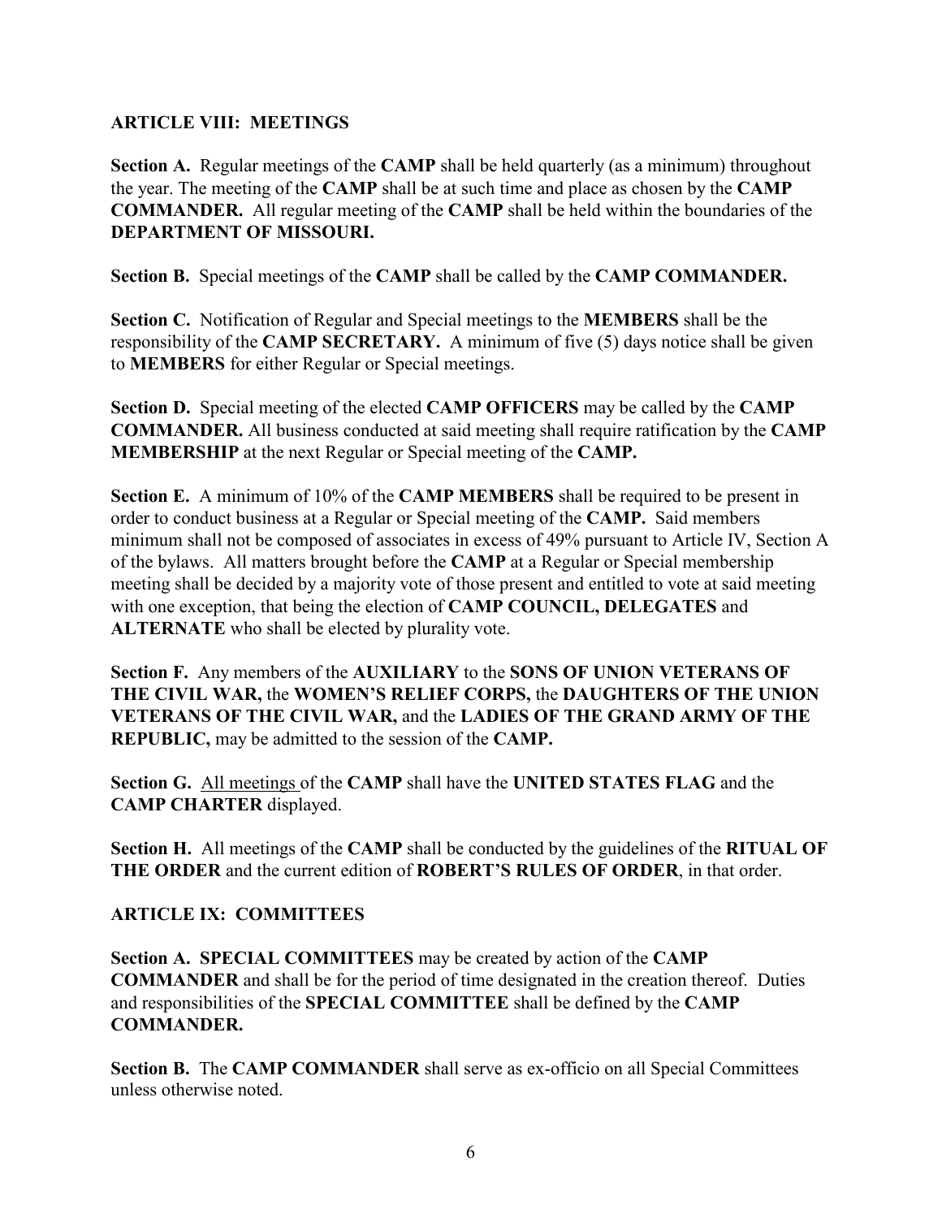**ARTICLE VIII: MEETINGS**

**Section A.** Regular meetings of the **CAMP** shall be held quarterly (as a minimum) throughout the year. The meeting of the **CAMP** shall be at such time and place as chosen by the **CAMP COMMANDER.** All regular meeting of the **CAMP** shall be held within the boundaries of the **DEPARTMENT OF MISSOURI.**

**Section B.** Special meetings of the **CAMP** shall be called by the **CAMP COMMANDER.**

**Section C.** Notification of Regular and Special meetings to the **MEMBERS** shall be the responsibility of the **CAMP SECRETARY.** A minimum of five (5) days notice shall be given to **MEMBERS** for either Regular or Special meetings.

**Section D.** Special meeting of the elected **CAMP OFFICERS** may be called by the **CAMP COMMANDER.** All business conducted at said meeting shall require ratification by the **CAMP MEMBERSHIP** at the next Regular or Special meeting of the **CAMP.**

**Section E.** A minimum of 10% of the **CAMP MEMBERS** shall be required to be present in order to conduct business at a Regular or Special meeting of the **CAMP.** Said members minimum shall not be composed of associates in excess of 49% pursuant to Article IV, Section A of the bylaws. All matters brought before the **CAMP** at a Regular or Special membership meeting shall be decided by a majority vote of those present and entitled to vote at said meeting with one exception, that being the election of **CAMP COUNCIL, DELEGATES** and **ALTERNATE** who shall be elected by plurality vote.

**Section F.** Any members of the **AUXILIARY** to the **SONS OF UNION VETERANS OF THE CIVIL WAR,** the **WOMEN'S RELIEF CORPS,** the **DAUGHTERS OF THE UNION VETERANS OF THE CIVIL WAR,** and the **LADIES OF THE GRAND ARMY OF THE REPUBLIC,** may be admitted to the session of the **CAMP.**

**Section G.** <u>All meetings</u> of the **CAMP** shall have the **UNITED STATES FLAG** and the **CAMP CHARTER** displayed.

**Section H.** All meetings of the **CAMP** shall be conducted by the guidelines of the **RITUAL OF THE ORDER** and the current edition of **ROBERT'S RULES OF ORDER**, in that order.

**ARTICLE IX: COMMITTEES**

**Section A. SPECIAL COMMITTEES** may be created by action of the **CAMP COMMANDER** and shall be for the period of time designated in the creation thereof. Duties and responsibilities of the **SPECIAL COMMITTEE** shall be defined by the **CAMP COMMANDER.**

**Section B.** The **CAMP COMMANDER** shall serve as ex-officio on all Special Committees unless otherwise noted.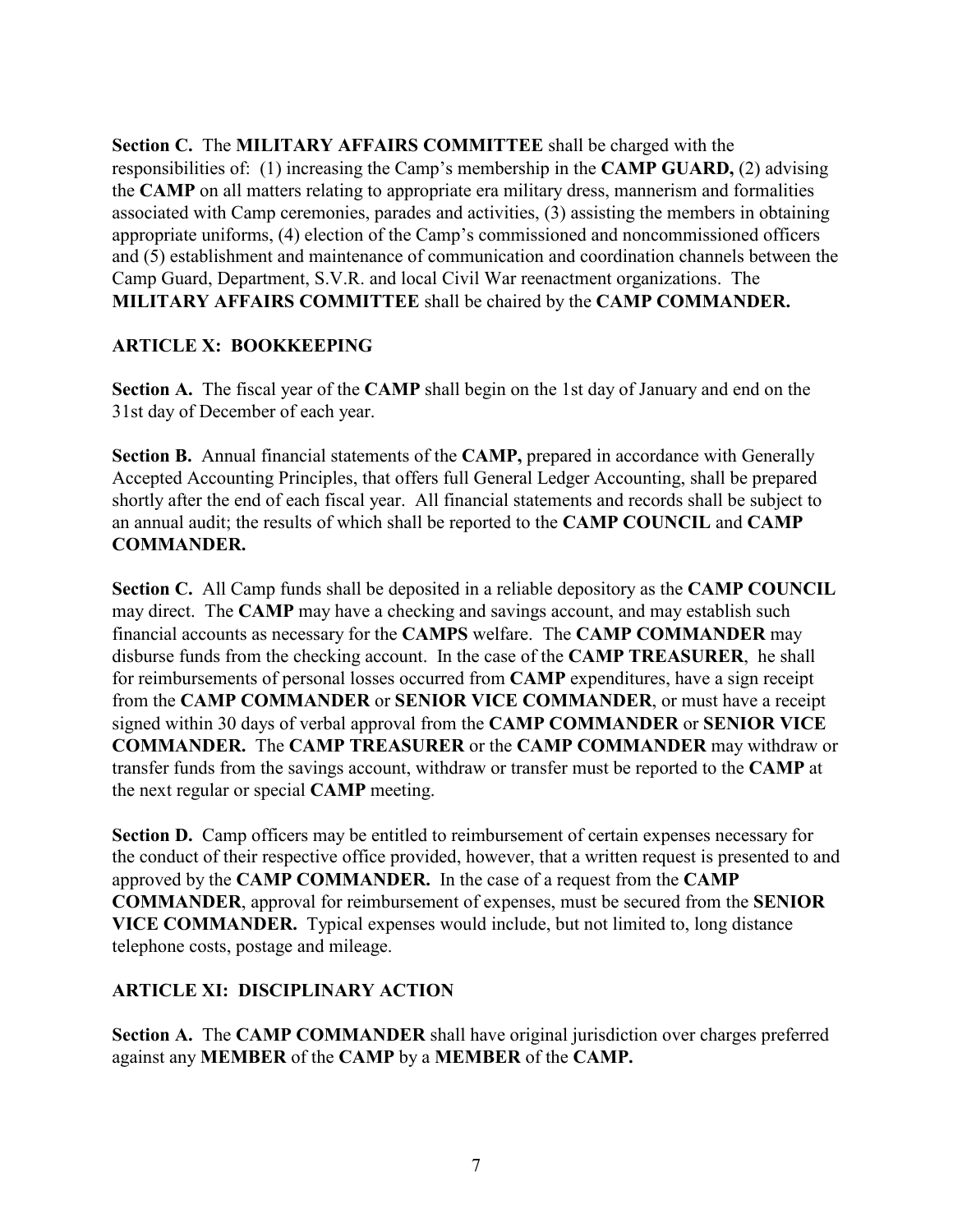**Section C.** The **MILITARY AFFAIRS COMMITTEE** shall be charged with the responsibilities of: (1) increasing the Camp's membership in the **CAMP GUARD,** (2) advising the **CAMP** on all matters relating to appropriate era military dress, mannerism and formalities associated with Camp ceremonies, parades and activities, (3) assisting the members in obtaining appropriate uniforms, (4) election of the Camp's commissioned and noncommissioned officers and (5) establishment and maintenance of communication and coordination channels between the Camp Guard, Department, S.V.R. and local Civil War reenactment organizations. The **MILITARY AFFAIRS COMMITTEE** shall be chaired by the **CAMP COMMANDER.**

## ARTICLE X: BOOKKEEPING

**Section A.** The fiscal year of the **CAMP** shall begin on the 1st day of January and end on the 31st day of December of each year.

**Section B.** Annual financial statements of the **CAMP,** prepared in accordance with Generally Accepted Accounting Principles, that offers full General Ledger Accounting, shall be prepared shortly after the end of each fiscal year. All financial statements and records shall be subject to an annual audit; the results of which shall be reported to the **CAMP COUNCIL** and **CAMP COMMANDER.**

**Section C.** All Camp funds shall be deposited in a reliable depository as the **CAMP COUNCIL** may direct. The **CAMP** may have a checking and savings account, and may establish such financial accounts as necessary for the **CAMPS** welfare. The **CAMP COMMANDER** may disburse funds from the checking account. In the case of the **CAMP TREASURER**, he shall for reimbursements of personal losses occurred from **CAMP** expenditures, have a sign receipt from the **CAMP COMMANDER** or **SENIOR VICE COMMANDER**, or must have a receipt signed within 30 days of verbal approval from the **CAMP COMMANDER** or **SENIOR VICE COMMANDER.** The **CAMP TREASURER** or the **CAMP COMMANDER** may withdraw or transfer funds from the savings account, withdraw or transfer must be reported to the **CAMP** at the next regular or special **CAMP** meeting.

**Section D.** Camp officers may be entitled to reimbursement of certain expenses necessary for the conduct of their respective office provided, however, that a written request is presented to and approved by the **CAMP COMMANDER.** In the case of a request from the **CAMP COMMANDER**, approval for reimbursement of expenses, must be secured from the **SENIOR VICE COMMANDER.** Typical expenses would include, but not limited to, long distance telephone costs, postage and mileage.

## ARTICLE XI: DISCIPLINARY ACTION

**Section A.** The **CAMP COMMANDER** shall have original jurisdiction over charges preferred against any **MEMBER** of the **CAMP** by a **MEMBER** of the **CAMP.**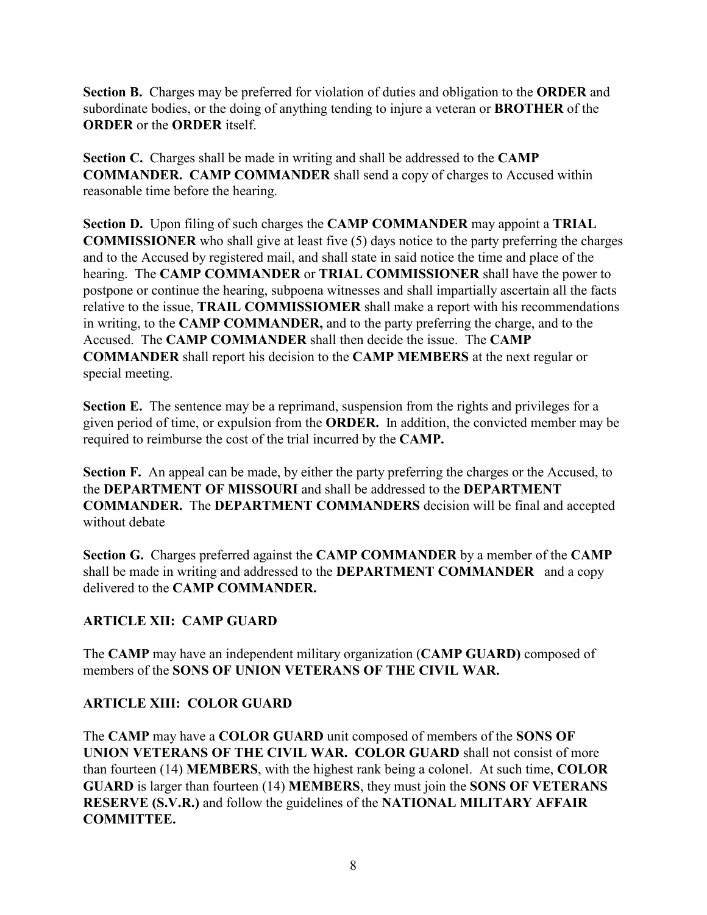**Section B.** Charges may be preferred for violation of duties and obligation to the **ORDER** and subordinate bodies, or the doing of anything tending to injure a veteran or **BROTHER** of the **ORDER** or the **ORDER** itself.

**Section C.** Charges shall be made in writing and shall be addressed to the **CAMP COMMANDER. CAMP COMMANDER** shall send a copy of charges to Accused within reasonable time before the hearing.

**Section D.** Upon filing of such charges the **CAMP COMMANDER** may appoint a **TRIAL COMMISSIONER** who shall give at least five (5) days notice to the party preferring the charges and to the Accused by registered mail, and shall state in said notice the time and place of the hearing. The **CAMP COMMANDER** or **TRIAL COMMISSIONER** shall have the power to postpone or continue the hearing, subpoena witnesses and shall impartially ascertain all the facts relative to the issue, **TRAIL COMMISSIOMER** shall make a report with his recommendations in writing, to the **CAMP COMMANDER,** and to the party preferring the charge, and to the Accused. The **CAMP COMMANDER** shall then decide the issue. The **CAMP COMMANDER** shall report his decision to the **CAMP MEMBERS** at the next regular or special meeting.

**Section E.** The sentence may be a reprimand, suspension from the rights and privileges for a given period of time, or expulsion from the **ORDER.** In addition, the convicted member may be required to reimburse the cost of the trial incurred by the **CAMP.**

**Section F.** An appeal can be made, by either the party preferring the charges or the Accused, to the **DEPARTMENT OF MISSOURI** and shall be addressed to the **DEPARTMENT COMMANDER.** The **DEPARTMENT COMMANDERS** decision will be final and accepted without debate

**Section G.** Charges preferred against the **CAMP COMMANDER** by a member of the **CAMP** shall be made in writing and addressed to the **DEPARTMENT COMMANDER** and a copy delivered to the **CAMP COMMANDER.**

## ARTICLE XII: CAMP GUARD

The **CAMP** may have an independent military organization (**CAMP GUARD)** composed of members of the **SONS OF UNION VETERANS OF THE CIVIL WAR.**

## ARTICLE XIII: COLOR GUARD

The **CAMP** may have a **COLOR GUARD** unit composed of members of the **SONS OF UNION VETERANS OF THE CIVIL WAR. COLOR GUARD** shall not consist of more than fourteen (14) **MEMBERS**, with the highest rank being a colonel. At such time, **COLOR GUARD** is larger than fourteen (14) **MEMBERS**, they must join the **SONS OF VETERANS RESERVE (S.V.R.)** and follow the guidelines of the **NATIONAL MILITARY AFFAIR COMMITTEE.**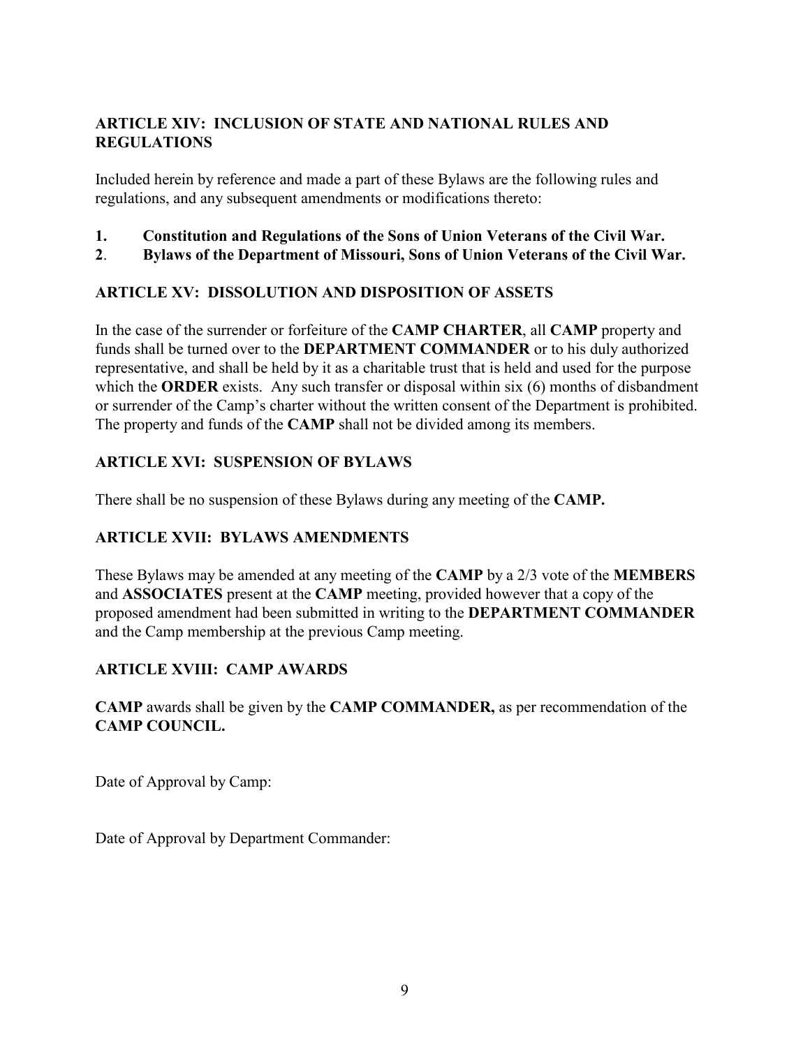## ARTICLE XIV: INCLUSION OF STATE AND NATIONAL RULES AND REGULATIONS

Included herein by reference and made a part of these Bylaws are the following rules and regulations, and any subsequent amendments or modifications thereto:

1. **Constitution and Regulations of the Sons of Union Veterans of the Civil War.**
2. **Bylaws of the Department of Missouri, Sons of Union Veterans of the Civil War.**

## ARTICLE XV: DISSOLUTION AND DISPOSITION OF ASSETS

In the case of the surrender or forfeiture of the **CAMP CHARTER**, all **CAMP** property and funds shall be turned over to the **DEPARTMENT COMMANDER** or to his duly authorized representative, and shall be held by it as a charitable trust that is held and used for the purpose which the **ORDER** exists. Any such transfer or disposal within six (6) months of disbandment or surrender of the Camp's charter without the written consent of the Department is prohibited. The property and funds of the **CAMP** shall not be divided among its members.

## ARTICLE XVI: SUSPENSION OF BYLAWS

There shall be no suspension of these Bylaws during any meeting of the **CAMP.**

## ARTICLE XVII: BYLAWS AMENDMENTS

These Bylaws may be amended at any meeting of the **CAMP** by a 2/3 vote of the **MEMBERS** and **ASSOCIATES** present at the **CAMP** meeting, provided however that a copy of the proposed amendment had been submitted in writing to the **DEPARTMENT COMMANDER** and the Camp membership at the previous Camp meeting.

## ARTICLE XVIII: CAMP AWARDS

**CAMP** awards shall be given by the **CAMP COMMANDER,** as per recommendation of the **CAMP COUNCIL.**

Date of Approval by Camp:

Date of Approval by Department Commander: